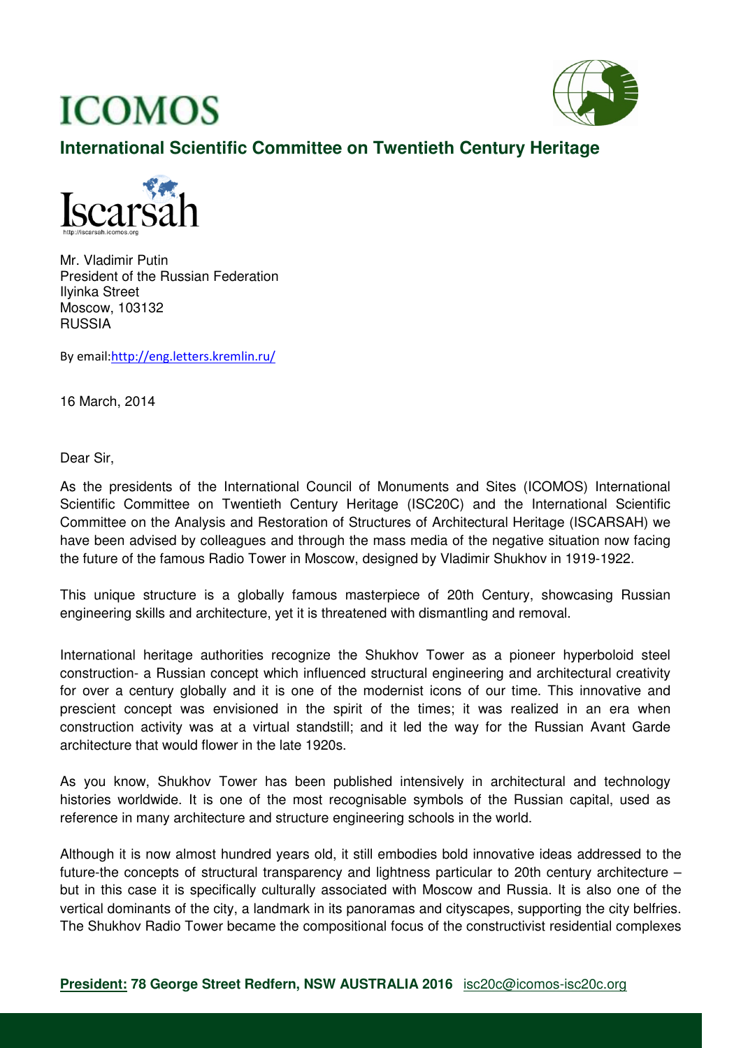# ICOMOS

## International Scientific Committee on Twentieth Century Heritage

Iscarsah

http://iscarsah.icomos.org

Mr. Vladimir Putin
President of the Russian Federation
Ilyinka Street
Moscow, 103132
RUSSIA

By email:http://eng.letters.kremlin.ru/

16 March, 2014

Dear Sir,

As the presidents of the International Council of Monuments and Sites (ICOMOS) International Scientific Committee on Twentieth Century Heritage (ISC20C) and the International Scientific Committee on the Analysis and Restoration of Structures of Architectural Heritage (ISCARSAH) we have been advised by colleagues and through the mass media of the negative situation now facing the future of the famous Radio Tower in Moscow, designed by Vladimir Shukhov in 1919-1922.

This unique structure is a globally famous masterpiece of 20th Century, showcasing Russian engineering skills and architecture, yet it is threatened with dismantling and removal.

International heritage authorities recognize the Shukhov Tower as a pioneer hyperboloid steel construction- a Russian concept which influenced structural engineering and architectural creativity for over a century globally and it is one of the modernist icons of our time. This innovative and prescient concept was envisioned in the spirit of the times; it was realized in an era when construction activity was at a virtual standstill; and it led the way for the Russian Avant Garde architecture that would flower in the late 1920s.

As you know, Shukhov Tower has been published intensively in architectural and technology histories worldwide. It is one of the most recognisable symbols of the Russian capital, used as reference in many architecture and structure engineering schools in the world.

Although it is now almost hundred years old, it still embodies bold innovative ideas addressed to the future-the concepts of structural transparency and lightness particular to 20th century architecture – but in this case it is specifically culturally associated with Moscow and Russia. It is also one of the vertical dominants of the city, a landmark in its panoramas and cityscapes, supporting the city belfries. The Shukhov Radio Tower became the compositional focus of the constructivist residential complexes

**President:** **78 George Street Redfern, NSW AUSTRALIA 2016** isc20c@icomos-isc20c.org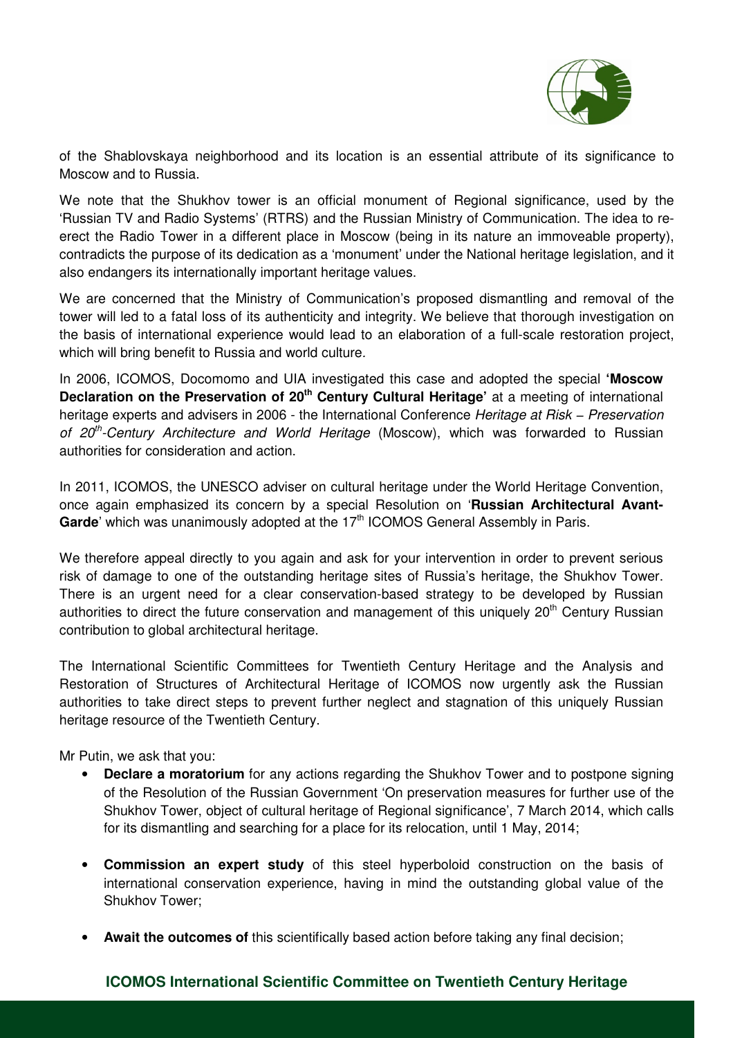of the Shablovskaya neighborhood and its location is an essential attribute of its significance to Moscow and to Russia.

We note that the Shukhov tower is an official monument of Regional significance, used by the 'Russian TV and Radio Systems' (RTRS) and the Russian Ministry of Communication. The idea to re-erect the Radio Tower in a different place in Moscow (being in its nature an immoveable property), contradicts the purpose of its dedication as a 'monument' under the National heritage legislation, and it also endangers its internationally important heritage values.

We are concerned that the Ministry of Communication's proposed dismantling and removal of the tower will led to a fatal loss of its authenticity and integrity. We believe that thorough investigation on the basis of international experience would lead to an elaboration of a full-scale restoration project, which will bring benefit to Russia and world culture.

In 2006, ICOMOS, Docomomo and UIA investigated this case and adopted the special **'Moscow Declaration on the Preservation of 20th Century Cultural Heritage'** at a meeting of international heritage experts and advisers in 2006 - the International Conference *Heritage at Risk – Preservation of 20th-Century Architecture and World Heritage* (Moscow), which was forwarded to Russian authorities for consideration and action.

In 2011, ICOMOS, the UNESCO adviser on cultural heritage under the World Heritage Convention, once again emphasized its concern by a special Resolution on '**Russian Architectural Avant-Garde**' which was unanimously adopted at the 17th ICOMOS General Assembly in Paris.

We therefore appeal directly to you again and ask for your intervention in order to prevent serious risk of damage to one of the outstanding heritage sites of Russia's heritage, the Shukhov Tower. There is an urgent need for a clear conservation-based strategy to be developed by Russian authorities to direct the future conservation and management of this uniquely 20th Century Russian contribution to global architectural heritage.

The International Scientific Committees for Twentieth Century Heritage and the Analysis and Restoration of Structures of Architectural Heritage of ICOMOS now urgently ask the Russian authorities to take direct steps to prevent further neglect and stagnation of this uniquely Russian heritage resource of the Twentieth Century.

Mr Putin, we ask that you:

- **Declare a moratorium** for any actions regarding the Shukhov Tower and to postpone signing of the Resolution of the Russian Government 'On preservation measures for further use of the Shukhov Tower, object of cultural heritage of Regional significance', 7 March 2014, which calls for its dismantling and searching for a place for its relocation, until 1 May, 2014;
- **Commission an expert study** of this steel hyperboloid construction on the basis of international conservation experience, having in mind the outstanding global value of the Shukhov Tower;
- **Await the outcomes of** this scientifically based action before taking any final decision;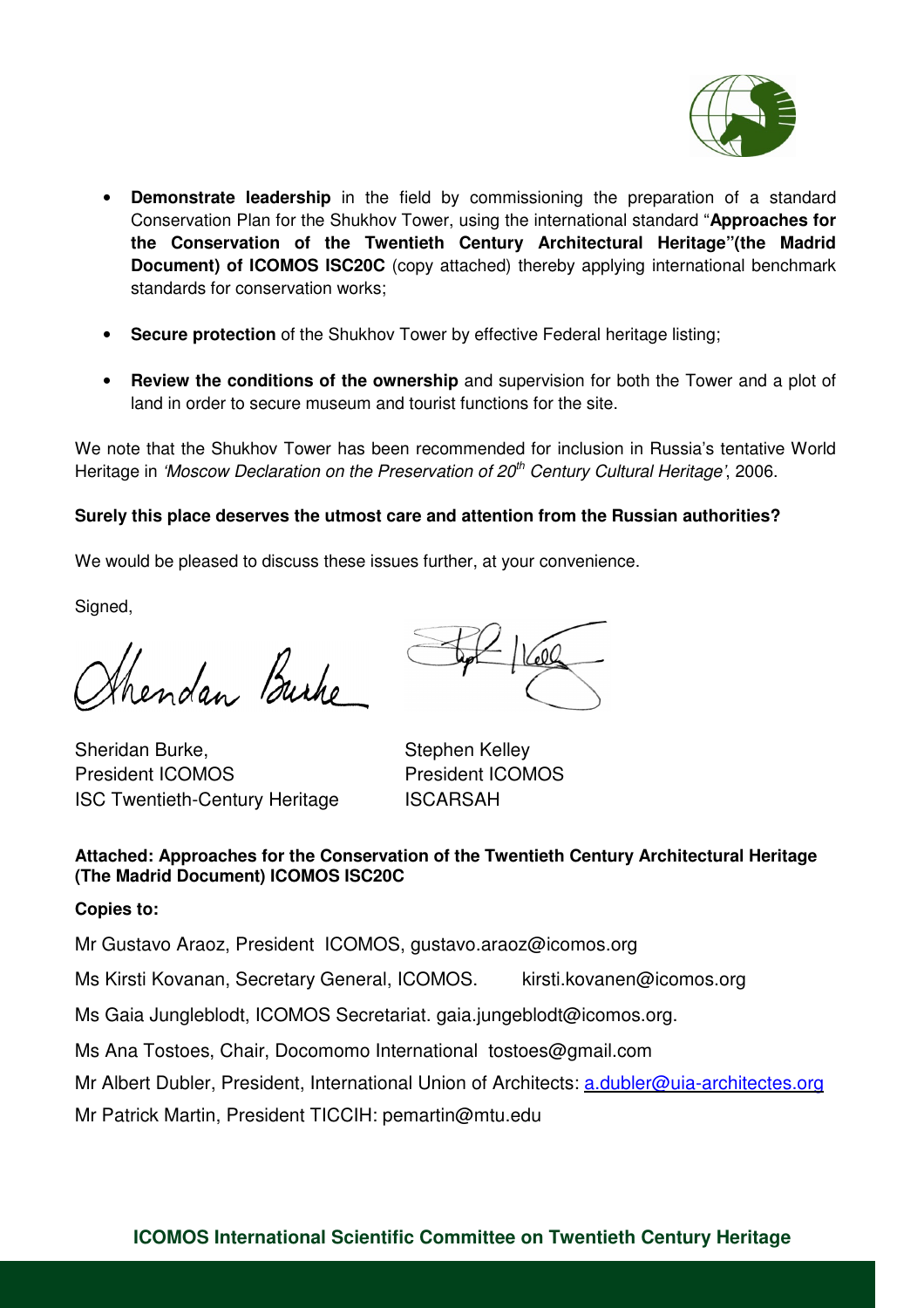- **Demonstrate leadership** in the field by commissioning the preparation of a standard Conservation Plan for the Shukhov Tower, using the international standard "**Approaches for the Conservation of the Twentieth Century Architectural Heritage"(the Madrid Document) of ICOMOS ISC20C** (copy attached) thereby applying international benchmark standards for conservation works;

- **Secure protection** of the Shukhov Tower by effective Federal heritage listing;

- **Review the conditions of the ownership** and supervision for both the Tower and a plot of land in order to secure museum and tourist functions for the site.

We note that the Shukhov Tower has been recommended for inclusion in Russia's tentative World Heritage in *'Moscow Declaration on the Preservation of 20th Century Cultural Heritage'*, 2006.

**Surely this place deserves the utmost care and attention from the Russian authorities?**

We would be pleased to discuss these issues further, at your convenience.

Signed,

Sheridan Burke,
President ICOMOS
ISC Twentieth-Century Heritage

Stephen Kelley
President ICOMOS
ISCARSAH

**Attached: Approaches for the Conservation of the Twentieth Century Architectural Heritage (The Madrid Document) ICOMOS ISC20C**

**Copies to:**

Mr Gustavo Araoz, President ICOMOS, gustavo.araoz@icomos.org

Ms Kirsti Kovanan, Secretary General, ICOMOS. kirsti.kovanen@icomos.org

Ms Gaia Jungleblodt, ICOMOS Secretariat. gaia.jungeblodt@icomos.org.

Ms Ana Tostoes, Chair, Docomomo International tostoes@gmail.com

Mr Albert Dubler, President, International Union of Architects: a.dubler@uia-architectes.org

Mr Patrick Martin, President TICCIH: pemartin@mtu.edu

ICOMOS International Scientific Committee on Twentieth Century Heritage